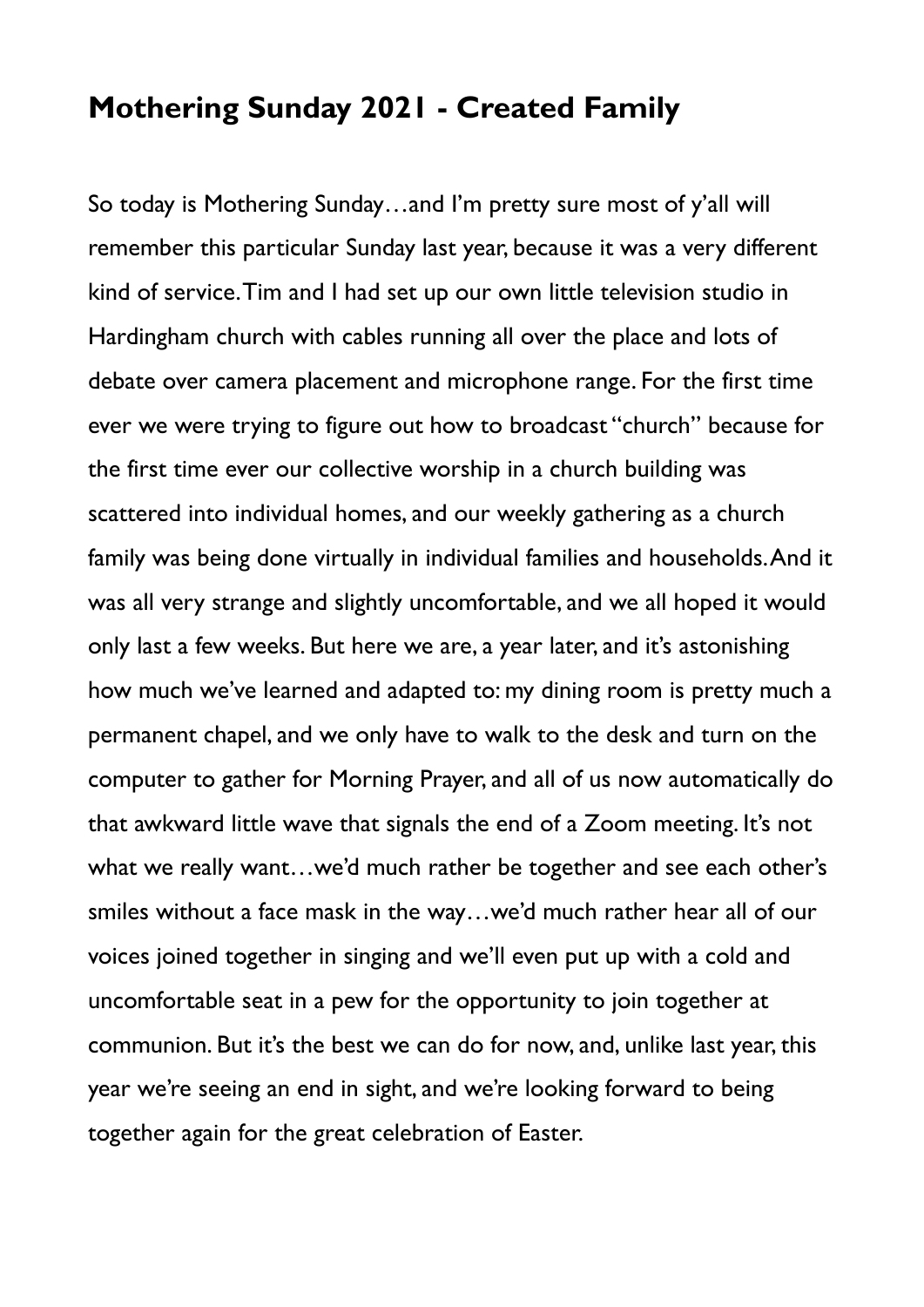## Mothering Sunday 2021 - Created Family

So today is Mothering Sunday…and I'm pretty sure most of y'all will remember this particular Sunday last year, because it was a very different kind of service. Tim and I had set up our own little television studio in Hardingham church with cables running all over the place and lots of debate over camera placement and microphone range. For the first time ever we were trying to figure out how to broadcast "church" because for the first time ever our collective worship in a church building was scattered into individual homes, and our weekly gathering as a church family was being done virtually in individual families and households. And it was all very strange and slightly uncomfortable, and we all hoped it would only last a few weeks. But here we are, a year later, and it's astonishing how much we've learned and adapted to: my dining room is pretty much a permanent chapel, and we only have to walk to the desk and turn on the computer to gather for Morning Prayer, and all of us now automatically do that awkward little wave that signals the end of a Zoom meeting. It's not what we really want…we'd much rather be together and see each other's smiles without a face mask in the way…we'd much rather hear all of our voices joined together in singing and we'll even put up with a cold and uncomfortable seat in a pew for the opportunity to join together at communion. But it's the best we can do for now, and, unlike last year, this year we're seeing an end in sight, and we're looking forward to being together again for the great celebration of Easter.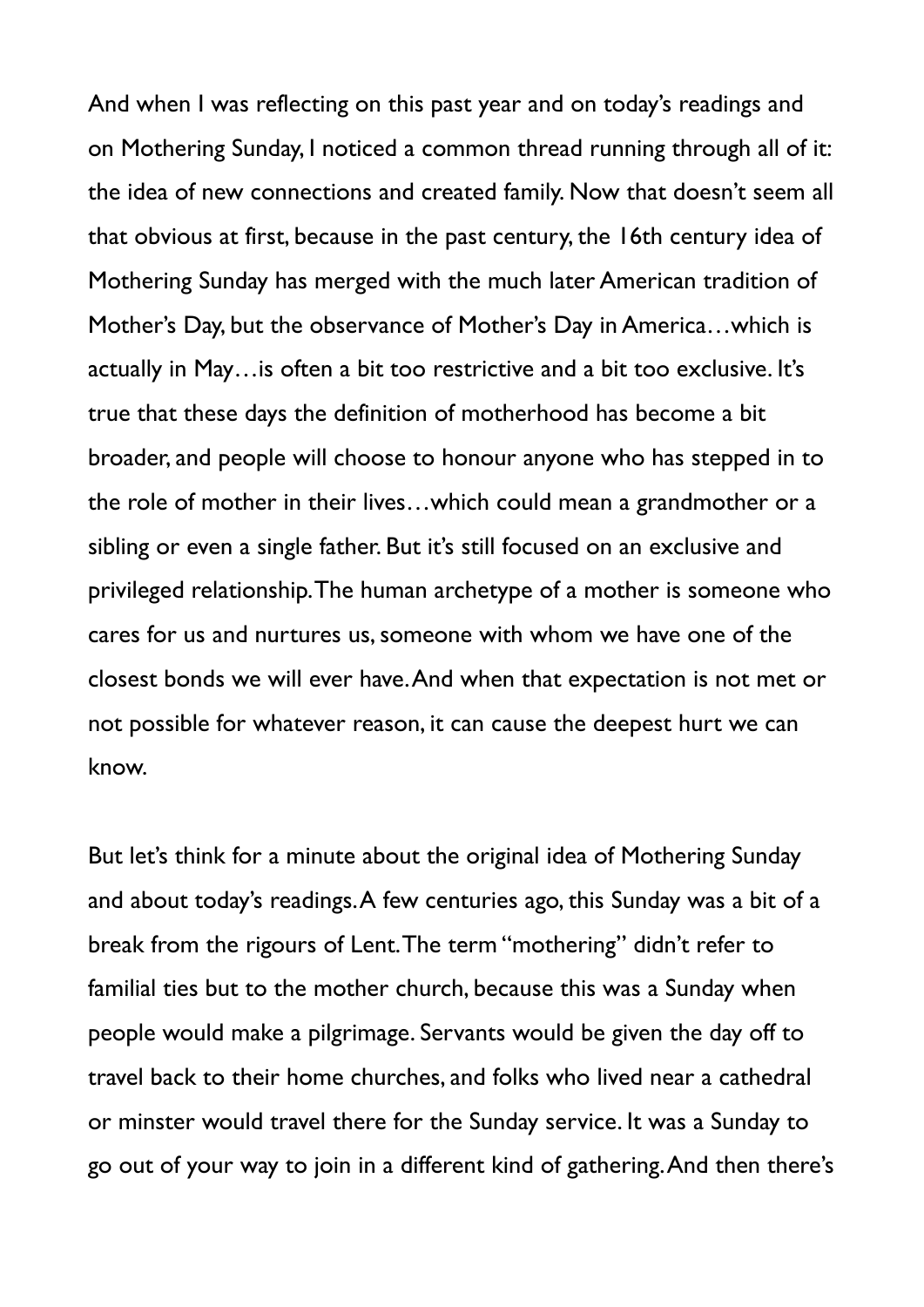And when I was reflecting on this past year and on today's readings and on Mothering Sunday, I noticed a common thread running through all of it: the idea of new connections and created family. Now that doesn't seem all that obvious at first, because in the past century, the 16th century idea of Mothering Sunday has merged with the much later American tradition of Mother's Day, but the observance of Mother's Day in America…which is actually in May…is often a bit too restrictive and a bit too exclusive. It's true that these days the definition of motherhood has become a bit broader, and people will choose to honour anyone who has stepped in to the role of mother in their lives…which could mean a grandmother or a sibling or even a single father. But it's still focused on an exclusive and privileged relationship. The human archetype of a mother is someone who cares for us and nurtures us, someone with whom we have one of the closest bonds we will ever have. And when that expectation is not met or not possible for whatever reason, it can cause the deepest hurt we can know.

But let's think for a minute about the original idea of Mothering Sunday and about today's readings. A few centuries ago, this Sunday was a bit of a break from the rigours of Lent. The term "mothering" didn't refer to familial ties but to the mother church, because this was a Sunday when people would make a pilgrimage. Servants would be given the day off to travel back to their home churches, and folks who lived near a cathedral or minster would travel there for the Sunday service. It was a Sunday to go out of your way to join in a different kind of gathering. And then there's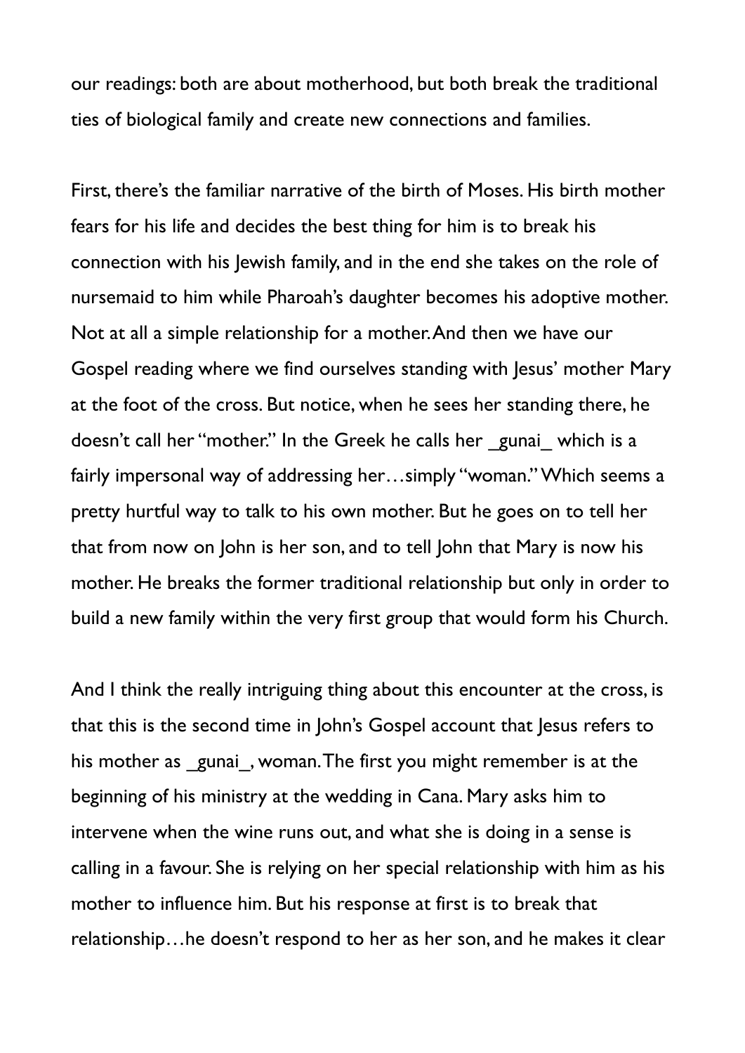our readings: both are about motherhood, but both break the traditional ties of biological family and create new connections and families.

First, there's the familiar narrative of the birth of Moses. His birth mother fears for his life and decides the best thing for him is to break his connection with his Jewish family, and in the end she takes on the role of nursemaid to him while Pharoah's daughter becomes his adoptive mother. Not at all a simple relationship for a mother. And then we have our Gospel reading where we find ourselves standing with Jesus' mother Mary at the foot of the cross. But notice, when he sees her standing there, he doesn't call her "mother." In the Greek he calls her _gunai_ which is a fairly impersonal way of addressing her…simply "woman." Which seems a pretty hurtful way to talk to his own mother. But he goes on to tell her that from now on John is her son, and to tell John that Mary is now his mother. He breaks the former traditional relationship but only in order to build a new family within the very first group that would form his Church.

And I think the really intriguing thing about this encounter at the cross, is that this is the second time in John's Gospel account that Jesus refers to his mother as _gunai_, woman. The first you might remember is at the beginning of his ministry at the wedding in Cana. Mary asks him to intervene when the wine runs out, and what she is doing in a sense is calling in a favour. She is relying on her special relationship with him as his mother to influence him. But his response at first is to break that relationship…he doesn't respond to her as her son, and he makes it clear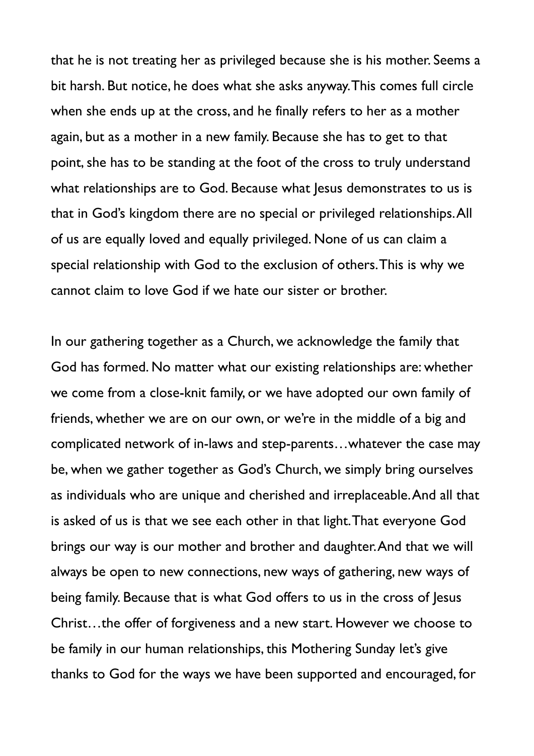that he is not treating her as privileged because she is his mother. Seems a bit harsh. But notice, he does what she asks anyway. This comes full circle when she ends up at the cross, and he finally refers to her as a mother again, but as a mother in a new family. Because she has to get to that point, she has to be standing at the foot of the cross to truly understand what relationships are to God. Because what Jesus demonstrates to us is that in God's kingdom there are no special or privileged relationships. All of us are equally loved and equally privileged. None of us can claim a special relationship with God to the exclusion of others. This is why we cannot claim to love God if we hate our sister or brother.

In our gathering together as a Church, we acknowledge the family that God has formed. No matter what our existing relationships are: whether we come from a close-knit family, or we have adopted our own family of friends, whether we are on our own, or we're in the middle of a big and complicated network of in-laws and step-parents…whatever the case may be, when we gather together as God's Church, we simply bring ourselves as individuals who are unique and cherished and irreplaceable. And all that is asked of us is that we see each other in that light. That everyone God brings our way is our mother and brother and daughter. And that we will always be open to new connections, new ways of gathering, new ways of being family. Because that is what God offers to us in the cross of Jesus Christ…the offer of forgiveness and a new start. However we choose to be family in our human relationships, this Mothering Sunday let's give thanks to God for the ways we have been supported and encouraged, for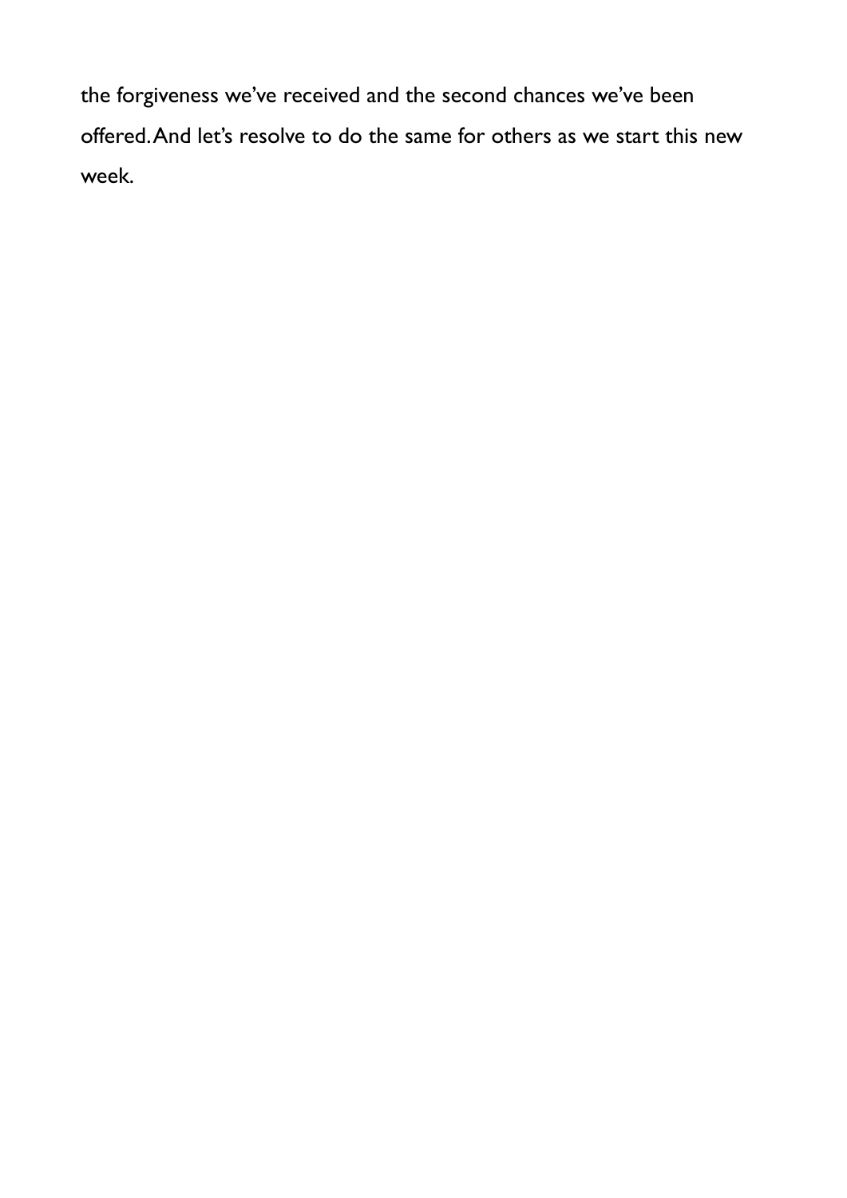the forgiveness we've received and the second chances we've been offered. And let's resolve to do the same for others as we start this new week.